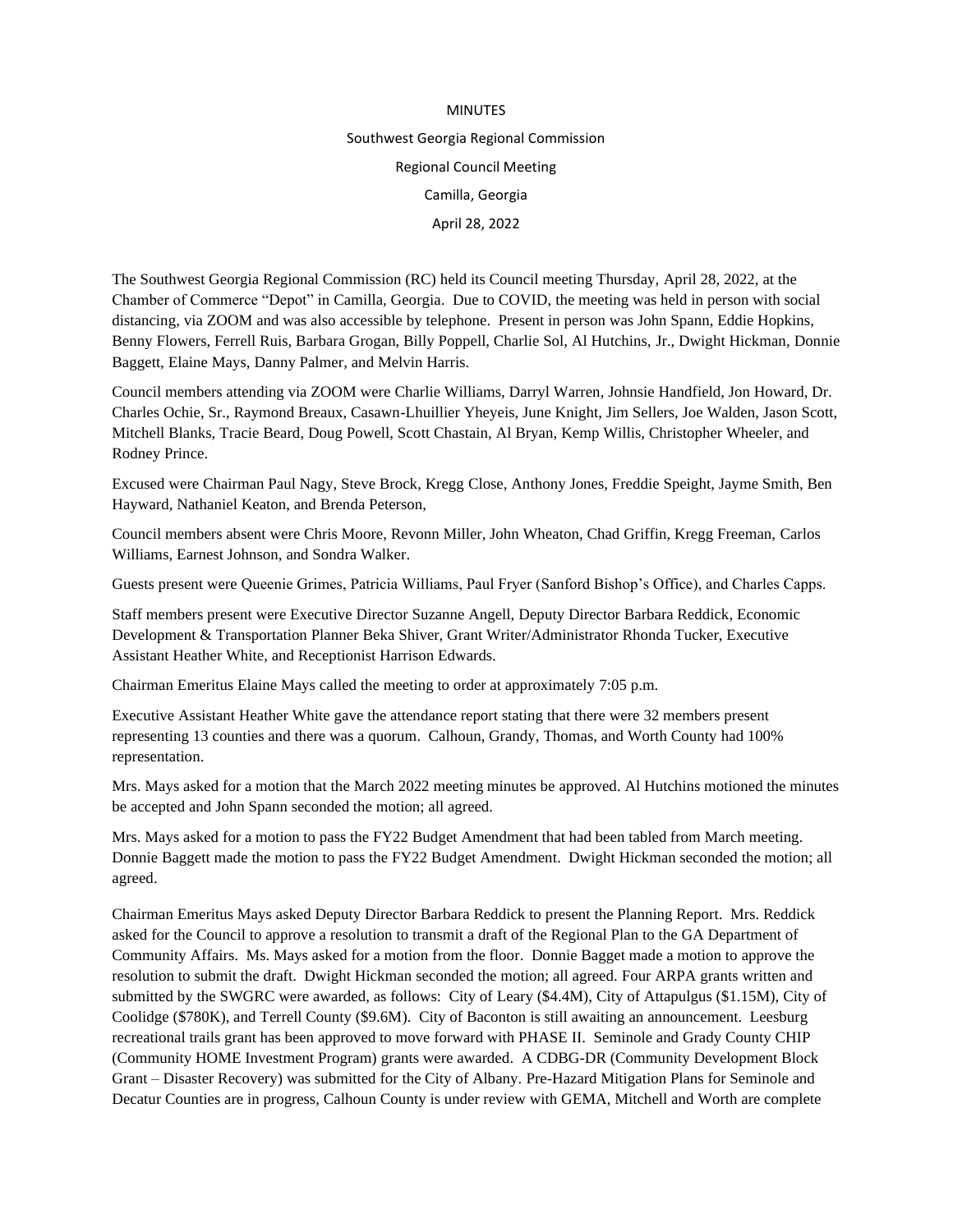MINUTES

Southwest Georgia Regional Commission

Regional Council Meeting

Camilla, Georgia

April 28, 2022

The Southwest Georgia Regional Commission (RC) held its Council meeting Thursday, April 28, 2022, at the Chamber of Commerce "Depot" in Camilla, Georgia. Due to COVID, the meeting was held in person with social distancing, via ZOOM and was also accessible by telephone. Present in person was John Spann, Eddie Hopkins, Benny Flowers, Ferrell Ruis, Barbara Grogan, Billy Poppell, Charlie Sol, Al Hutchins, Jr., Dwight Hickman, Donnie Baggett, Elaine Mays, Danny Palmer, and Melvin Harris.

Council members attending via ZOOM were Charlie Williams, Darryl Warren, Johnsie Handfield, Jon Howard, Dr. Charles Ochie, Sr., Raymond Breaux, Casawn-Lhuillier Yheyeis, June Knight, Jim Sellers, Joe Walden, Jason Scott, Mitchell Blanks, Tracie Beard, Doug Powell, Scott Chastain, Al Bryan, Kemp Willis, Christopher Wheeler, and Rodney Prince.

Excused were Chairman Paul Nagy, Steve Brock, Kregg Close, Anthony Jones, Freddie Speight, Jayme Smith, Ben Hayward, Nathaniel Keaton, and Brenda Peterson,

Council members absent were Chris Moore, Revonn Miller, John Wheaton, Chad Griffin, Kregg Freeman, Carlos Williams, Earnest Johnson, and Sondra Walker.

Guests present were Queenie Grimes, Patricia Williams, Paul Fryer (Sanford Bishop's Office), and Charles Capps.

Staff members present were Executive Director Suzanne Angell, Deputy Director Barbara Reddick, Economic Development & Transportation Planner Beka Shiver, Grant Writer/Administrator Rhonda Tucker, Executive Assistant Heather White, and Receptionist Harrison Edwards.

Chairman Emeritus Elaine Mays called the meeting to order at approximately 7:05 p.m.

Executive Assistant Heather White gave the attendance report stating that there were 32 members present representing 13 counties and there was a quorum. Calhoun, Grandy, Thomas, and Worth County had 100% representation.

Mrs. Mays asked for a motion that the March 2022 meeting minutes be approved. Al Hutchins motioned the minutes be accepted and John Spann seconded the motion; all agreed.

Mrs. Mays asked for a motion to pass the FY22 Budget Amendment that had been tabled from March meeting. Donnie Baggett made the motion to pass the FY22 Budget Amendment. Dwight Hickman seconded the motion; all agreed.

Chairman Emeritus Mays asked Deputy Director Barbara Reddick to present the Planning Report. Mrs. Reddick asked for the Council to approve a resolution to transmit a draft of the Regional Plan to the GA Department of Community Affairs. Ms. Mays asked for a motion from the floor. Donnie Bagget made a motion to approve the resolution to submit the draft. Dwight Hickman seconded the motion; all agreed. Four ARPA grants written and submitted by the SWGRC were awarded, as follows: City of Leary ($4.4M), City of Attapulgus ($1.15M), City of Coolidge ($780K), and Terrell County ($9.6M). City of Baconton is still awaiting an announcement. Leesburg recreational trails grant has been approved to move forward with PHASE II. Seminole and Grady County CHIP (Community HOME Investment Program) grants were awarded. A CDBG-DR (Community Development Block Grant – Disaster Recovery) was submitted for the City of Albany. Pre-Hazard Mitigation Plans for Seminole and Decatur Counties are in progress, Calhoun County is under review with GEMA, Mitchell and Worth are complete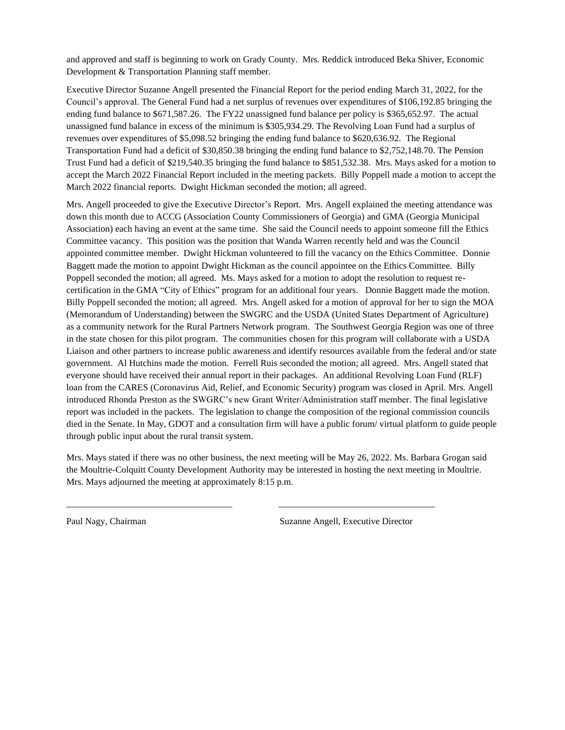and approved and staff is beginning to work on Grady County. Mrs. Reddick introduced Beka Shiver, Economic Development & Transportation Planning staff member.

Executive Director Suzanne Angell presented the Financial Report for the period ending March 31, 2022, for the Council's approval. The General Fund had a net surplus of revenues over expenditures of $106,192.85 bringing the ending fund balance to $671,587.26. The FY22 unassigned fund balance per policy is $365,652.97. The actual unassigned fund balance in excess of the minimum is $305,934.29. The Revolving Loan Fund had a surplus of revenues over expenditures of $5,098.52 bringing the ending fund balance to $620,636.92. The Regional Transportation Fund had a deficit of $30,850.38 bringing the ending fund balance to $2,752,148.70. The Pension Trust Fund had a deficit of $219,540.35 bringing the fund balance to $851,532.38. Mrs. Mays asked for a motion to accept the March 2022 Financial Report included in the meeting packets. Billy Poppell made a motion to accept the March 2022 financial reports. Dwight Hickman seconded the motion; all agreed.

Mrs. Angell proceeded to give the Executive Director's Report. Mrs. Angell explained the meeting attendance was down this month due to ACCG (Association County Commissioners of Georgia) and GMA (Georgia Municipal Association) each having an event at the same time. She said the Council needs to appoint someone fill the Ethics Committee vacancy. This position was the position that Wanda Warren recently held and was the Council appointed committee member. Dwight Hickman volunteered to fill the vacancy on the Ethics Committee. Donnie Baggett made the motion to appoint Dwight Hickman as the council appointee on the Ethics Committee. Billy Poppell seconded the motion; all agreed. Ms. Mays asked for a motion to adopt the resolution to request re-certification in the GMA "City of Ethics" program for an additional four years. Donnie Baggett made the motion. Billy Poppell seconded the motion; all agreed. Mrs. Angell asked for a motion of approval for her to sign the MOA (Memorandum of Understanding) between the SWGRC and the USDA (United States Department of Agriculture) as a community network for the Rural Partners Network program. The Southwest Georgia Region was one of three in the state chosen for this pilot program. The communities chosen for this program will collaborate with a USDA Liaison and other partners to increase public awareness and identify resources available from the federal and/or state government. Al Hutchins made the motion. Ferrell Ruis seconded the motion; all agreed. Mrs. Angell stated that everyone should have received their annual report in their packages. An additional Revolving Loan Fund (RLF) loan from the CARES (Coronavirus Aid, Relief, and Economic Security) program was closed in April. Mrs. Angell introduced Rhonda Preston as the SWGRC's new Grant Writer/Administration staff member. The final legislative report was included in the packets. The legislation to change the composition of the regional commission councils died in the Senate. In May, GDOT and a consultation firm will have a public forum/ virtual platform to guide people through public input about the rural transit system.

Mrs. Mays stated if there was no other business, the next meeting will be May 26, 2022. Ms. Barbara Grogan said the Moultrie-Colquitt County Development Authority may be interested in hosting the next meeting in Moultrie. Mrs. Mays adjourned the meeting at approximately 8:15 p.m.

___________________________________ ___________________________________

Paul Nagy, Chairman Suzanne Angell, Executive Director